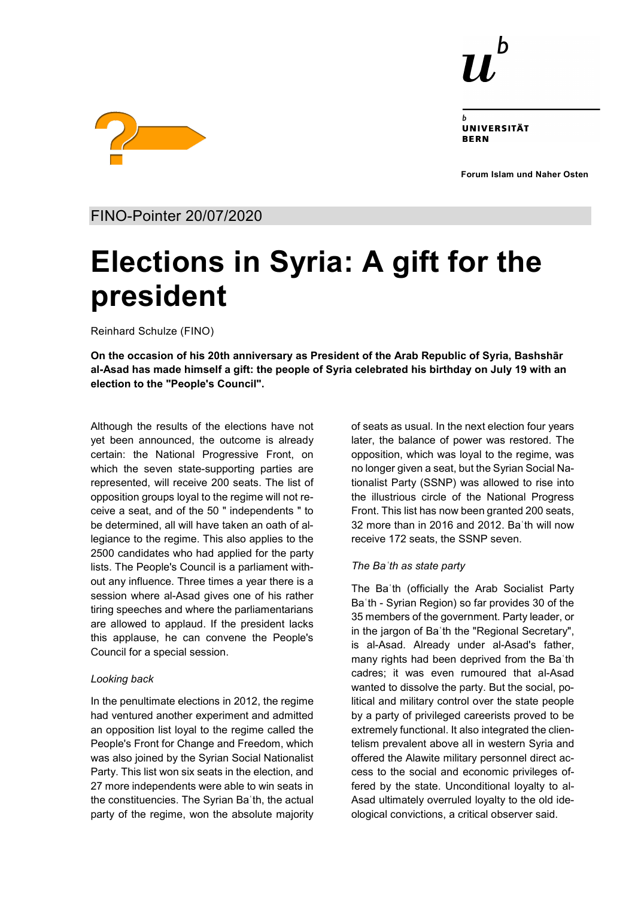FINO-Pointer 20/07/2020

# Elections in Syria: A gift for the president

Reinhard Schulze (FINO)

**On the occasion of his 20th anniversary as President of the Arab Republic of Syria, Bashshār al-Asad has made himself a gift: the people of Syria celebrated his birthday on July 19 with an election to the "People's Council".**

Although the results of the elections have not yet been announced, the outcome is already certain: the National Progressive Front, on which the seven state-supporting parties are represented, will receive 200 seats. The list of opposition groups loyal to the regime will not receive a seat, and of the 50 " independents " to be determined, all will have taken an oath of allegiance to the regime. This also applies to the 2500 candidates who had applied for the party lists. The People's Council is a parliament without any influence. Three times a year there is a session where al-Asad gives one of his rather tiring speeches and where the parliamentarians are allowed to applaud. If the president lacks this applause, he can convene the People's Council for a special session.

*Looking back*

In the penultimate elections in 2012, the regime had ventured another experiment and admitted an opposition list loyal to the regime called the People's Front for Change and Freedom, which was also joined by the Syrian Social Nationalist Party. This list won six seats in the election, and 27 more independents were able to win seats in the constituencies. The Syrian Baʿth, the actual party of the regime, won the absolute majority of seats as usual. In the next election four years later, the balance of power was restored. The opposition, which was loyal to the regime, was no longer given a seat, but the Syrian Social Nationalist Party (SSNP) was allowed to rise into the illustrious circle of the National Progress Front. This list has now been granted 200 seats, 32 more than in 2016 and 2012. Baʿth will now receive 172 seats, the SSNP seven.

*The Baʿth as state party*

The Baʿth (officially the Arab Socialist Party Baʿth - Syrian Region) so far provides 30 of the 35 members of the government. Party leader, or in the jargon of Baʿth the "Regional Secretary", is al-Asad. Already under al-Asad's father, many rights had been deprived from the Baʿth cadres; it was even rumoured that al-Asad wanted to dissolve the party. But the social, political and military control over the state people by a party of privileged careerists proved to be extremely functional. It also integrated the clientelism prevalent above all in western Syria and offered the Alawite military personnel direct access to the social and economic privileges offered by the state. Unconditional loyalty to al-Asad ultimately overruled loyalty to the old ideological convictions, a critical observer said.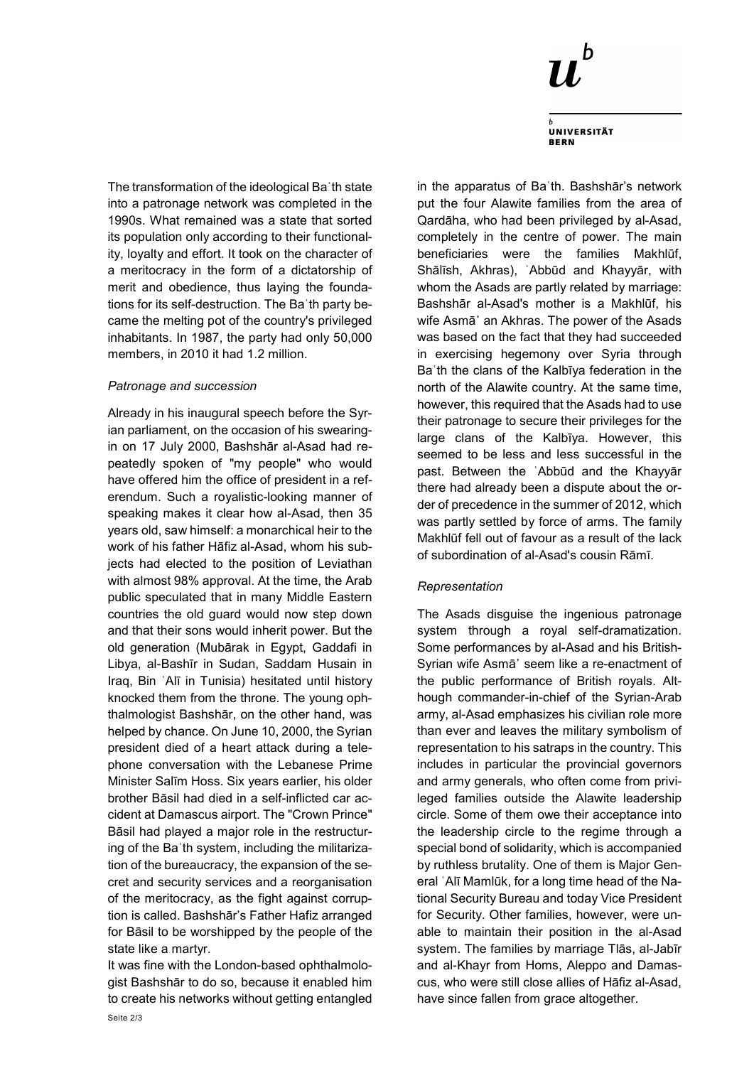The transformation of the ideological Baʿth state into a patronage network was completed in the 1990s. What remained was a state that sorted its population only according to their functionality, loyalty and effort. It took on the character of a meritocracy in the form of a dictatorship of merit and obedience, thus laying the foundations for its self-destruction. The Baʿth party became the melting pot of the country's privileged inhabitants. In 1987, the party had only 50,000 members, in 2010 it had 1.2 million.

### *Patronage and succession*

Already in his inaugural speech before the Syrian parliament, on the occasion of his swearing-in on 17 July 2000, Bashshār al-Asad had repeatedly spoken of "my people" who would have offered him the office of president in a referendum. Such a royalistic-looking manner of speaking makes it clear how al-Asad, then 35 years old, saw himself: a monarchical heir to the work of his father Hāfiz al-Asad, whom his subjects had elected to the position of Leviathan with almost 98% approval. At the time, the Arab public speculated that in many Middle Eastern countries the old guard would now step down and that their sons would inherit power. But the old generation (Mubārak in Egypt, Gaddafi in Libya, al-Bashīr in Sudan, Saddam Husain in Iraq, Bin ʿAlī in Tunisia) hesitated until history knocked them from the throne. The young ophthalmologist Bashshār, on the other hand, was helped by chance. On June 10, 2000, the Syrian president died of a heart attack during a telephone conversation with the Lebanese Prime Minister Salīm Hoss. Six years earlier, his older brother Bāsil had died in a self-inflicted car accident at Damascus airport. The "Crown Prince" Bāsil had played a major role in the restructuring of the Baʿth system, including the militarization of the bureaucracy, the expansion of the secret and security services and a reorganisation of the meritocracy, as the fight against corruption is called. Bashshār's Father Hafiz arranged for Bāsil to be worshipped by the people of the state like a martyr.

It was fine with the London-based ophthalmologist Bashshār to do so, because it enabled him to create his networks without getting entangled in the apparatus of Baʿth. Bashshār's network put the four Alawite families from the area of Qardāha, who had been privileged by al-Asad, completely in the centre of power. The main beneficiaries were the families Makhlūf, Shālīsh, Akhras), ʿAbbūd and Khayyār, with whom the Asads are partly related by marriage: Bashshār al-Asad's mother is a Makhlūf, his wife Asmāʾ an Akhras. The power of the Asads was based on the fact that they had succeeded in exercising hegemony over Syria through Baʿth the clans of the Kalbīya federation in the north of the Alawite country. At the same time, however, this required that the Asads had to use their patronage to secure their privileges for the large clans of the Kalbīya. However, this seemed to be less and less successful in the past. Between the ʿAbbūd and the Khayyār there had already been a dispute about the order of precedence in the summer of 2012, which was partly settled by force of arms. The family Makhlūf fell out of favour as a result of the lack of subordination of al-Asad's cousin Rāmī.

### *Representation*

The Asads disguise the ingenious patronage system through a royal self-dramatization. Some performances by al-Asad and his British-Syrian wife Asmāʾ seem like a re-enactment of the public performance of British royals. Although commander-in-chief of the Syrian-Arab army, al-Asad emphasizes his civilian role more than ever and leaves the military symbolism of representation to his satraps in the country. This includes in particular the provincial governors and army generals, who often come from privileged families outside the Alawite leadership circle. Some of them owe their acceptance into the leadership circle to the regime through a special bond of solidarity, which is accompanied by ruthless brutality. One of them is Major General ʿAlī Mamlūk, for a long time head of the National Security Bureau and today Vice President for Security. Other families, however, were unable to maintain their position in the al-Asad system. The families by marriage Tlās, al-Jabīr and al-Khayr from Homs, Aleppo and Damascus, who were still close allies of Hāfiz al-Asad, have since fallen from grace altogether.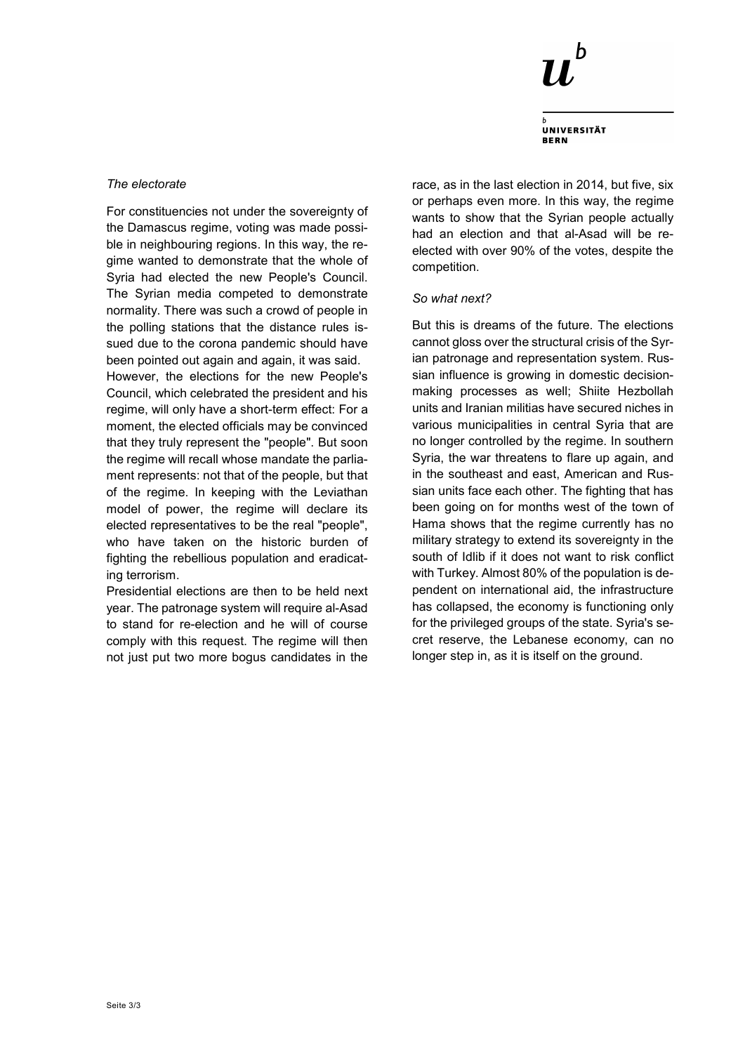*The electorate*

For constituencies not under the sovereignty of the Damascus regime, voting was made possible in neighbouring regions. In this way, the regime wanted to demonstrate that the whole of Syria had elected the new People's Council. The Syrian media competed to demonstrate normality. There was such a crowd of people in the polling stations that the distance rules issued due to the corona pandemic should have been pointed out again and again, it was said.

However, the elections for the new People's Council, which celebrated the president and his regime, will only have a short-term effect: For a moment, the elected officials may be convinced that they truly represent the "people". But soon the regime will recall whose mandate the parliament represents: not that of the people, but that of the regime. In keeping with the Leviathan model of power, the regime will declare its elected representatives to be the real "people", who have taken on the historic burden of fighting the rebellious population and eradicating terrorism.

Presidential elections are then to be held next year. The patronage system will require al-Asad to stand for re-election and he will of course comply with this request. The regime will then not just put two more bogus candidates in the race, as in the last election in 2014, but five, six or perhaps even more. In this way, the regime wants to show that the Syrian people actually had an election and that al-Asad will be re-elected with over 90% of the votes, despite the competition.

*So what next?*

But this is dreams of the future. The elections cannot gloss over the structural crisis of the Syrian patronage and representation system. Russian influence is growing in domestic decision-making processes as well; Shiite Hezbollah units and Iranian militias have secured niches in various municipalities in central Syria that are no longer controlled by the regime. In southern Syria, the war threatens to flare up again, and in the southeast and east, American and Russian units face each other. The fighting that has been going on for months west of the town of Hama shows that the regime currently has no military strategy to extend its sovereignty in the south of Idlib if it does not want to risk conflict with Turkey. Almost 80% of the population is dependent on international aid, the infrastructure has collapsed, the economy is functioning only for the privileged groups of the state. Syria's secret reserve, the Lebanese economy, can no longer step in, as it is itself on the ground.